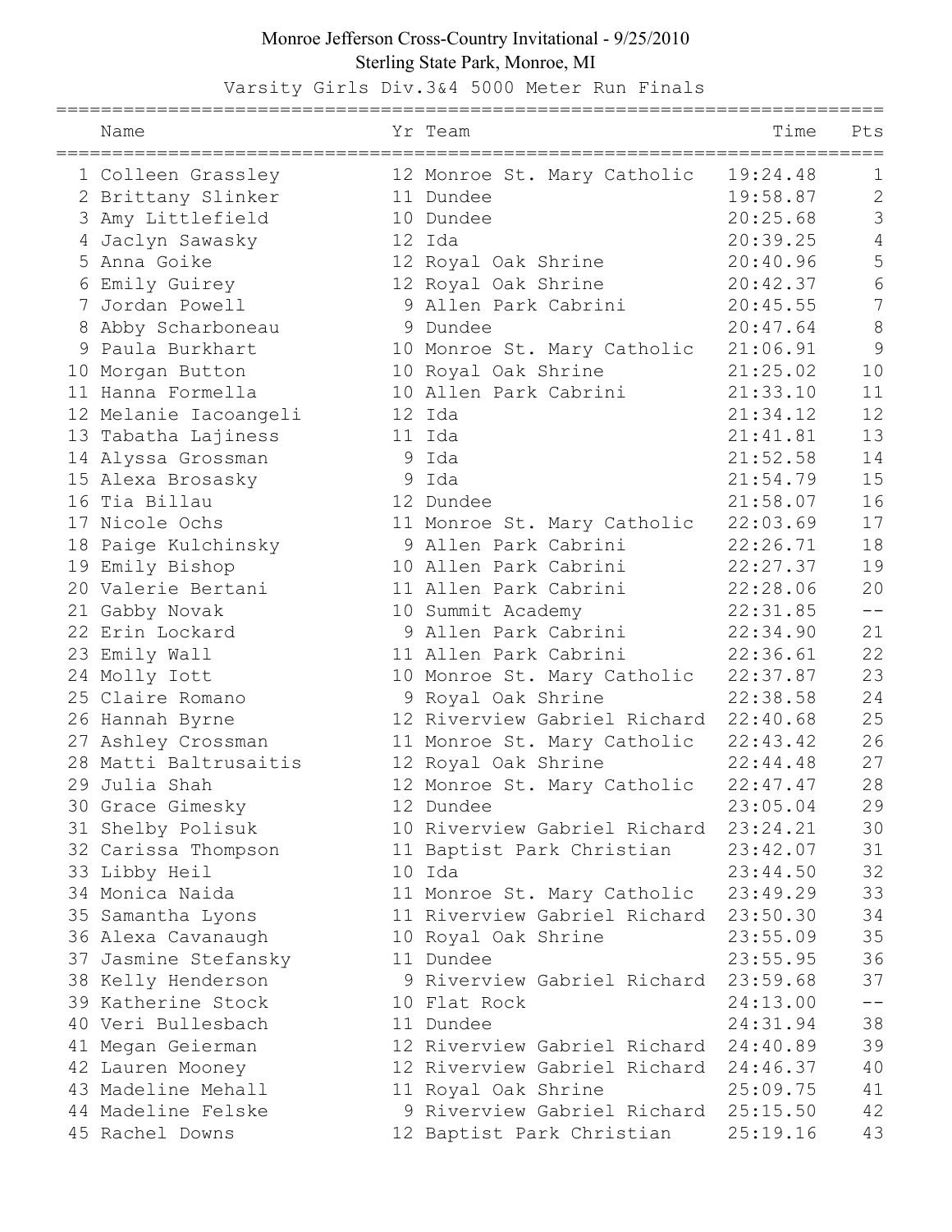# Monroe Jefferson Cross-Country Invitational - 9/25/2010

Sterling State Park, Monroe, MI

## Varsity Girls Div.3&4 5000 Meter Run Finals

| | Name | Yr | Team | Time | Pts |
|---|---|---|---|---|---|
| 1 | Colleen Grassley | 12 | Monroe St. Mary Catholic | 19:24.48 | 1 |
| 2 | Brittany Slinker | 11 | Dundee | 19:58.87 | 2 |
| 3 | Amy Littlefield | 10 | Dundee | 20:25.68 | 3 |
| 4 | Jaclyn Sawasky | 12 | Ida | 20:39.25 | 4 |
| 5 | Anna Goike | 12 | Royal Oak Shrine | 20:40.96 | 5 |
| 6 | Emily Guirey | 12 | Royal Oak Shrine | 20:42.37 | 6 |
| 7 | Jordan Powell | 9 | Allen Park Cabrini | 20:45.55 | 7 |
| 8 | Abby Scharboneau | 9 | Dundee | 20:47.64 | 8 |
| 9 | Paula Burkhart | 10 | Monroe St. Mary Catholic | 21:06.91 | 9 |
| 10 | Morgan Button | 10 | Royal Oak Shrine | 21:25.02 | 10 |
| 11 | Hanna Formella | 10 | Allen Park Cabrini | 21:33.10 | 11 |
| 12 | Melanie Iacoangeli | 12 | Ida | 21:34.12 | 12 |
| 13 | Tabatha Lajiness | 11 | Ida | 21:41.81 | 13 |
| 14 | Alyssa Grossman | 9 | Ida | 21:52.58 | 14 |
| 15 | Alexa Brosasky | 9 | Ida | 21:54.79 | 15 |
| 16 | Tia Billau | 12 | Dundee | 21:58.07 | 16 |
| 17 | Nicole Ochs | 11 | Monroe St. Mary Catholic | 22:03.69 | 17 |
| 18 | Paige Kulchinsky | 9 | Allen Park Cabrini | 22:26.71 | 18 |
| 19 | Emily Bishop | 10 | Allen Park Cabrini | 22:27.37 | 19 |
| 20 | Valerie Bertani | 11 | Allen Park Cabrini | 22:28.06 | 20 |
| 21 | Gabby Novak | 10 | Summit Academy | 22:31.85 | -- |
| 22 | Erin Lockard | 9 | Allen Park Cabrini | 22:34.90 | 21 |
| 23 | Emily Wall | 11 | Allen Park Cabrini | 22:36.61 | 22 |
| 24 | Molly Iott | 10 | Monroe St. Mary Catholic | 22:37.87 | 23 |
| 25 | Claire Romano | 9 | Royal Oak Shrine | 22:38.58 | 24 |
| 26 | Hannah Byrne | 12 | Riverview Gabriel Richard | 22:40.68 | 25 |
| 27 | Ashley Crossman | 11 | Monroe St. Mary Catholic | 22:43.42 | 26 |
| 28 | Matti Baltrusaitis | 12 | Royal Oak Shrine | 22:44.48 | 27 |
| 29 | Julia Shah | 12 | Monroe St. Mary Catholic | 22:47.47 | 28 |
| 30 | Grace Gimesky | 12 | Dundee | 23:05.04 | 29 |
| 31 | Shelby Polisuk | 10 | Riverview Gabriel Richard | 23:24.21 | 30 |
| 32 | Carissa Thompson | 11 | Baptist Park Christian | 23:42.07 | 31 |
| 33 | Libby Heil | 10 | Ida | 23:44.50 | 32 |
| 34 | Monica Naida | 11 | Monroe St. Mary Catholic | 23:49.29 | 33 |
| 35 | Samantha Lyons | 11 | Riverview Gabriel Richard | 23:50.30 | 34 |
| 36 | Alexa Cavanaugh | 10 | Royal Oak Shrine | 23:55.09 | 35 |
| 37 | Jasmine Stefansky | 11 | Dundee | 23:55.95 | 36 |
| 38 | Kelly Henderson | 9 | Riverview Gabriel Richard | 23:59.68 | 37 |
| 39 | Katherine Stock | 10 | Flat Rock | 24:13.00 | -- |
| 40 | Veri Bullesbach | 11 | Dundee | 24:31.94 | 38 |
| 41 | Megan Geierman | 12 | Riverview Gabriel Richard | 24:40.89 | 39 |
| 42 | Lauren Mooney | 12 | Riverview Gabriel Richard | 24:46.37 | 40 |
| 43 | Madeline Mehall | 11 | Royal Oak Shrine | 25:09.75 | 41 |
| 44 | Madeline Felske | 9 | Riverview Gabriel Richard | 25:15.50 | 42 |
| 45 | Rachel Downs | 12 | Baptist Park Christian | 25:19.16 | 43 |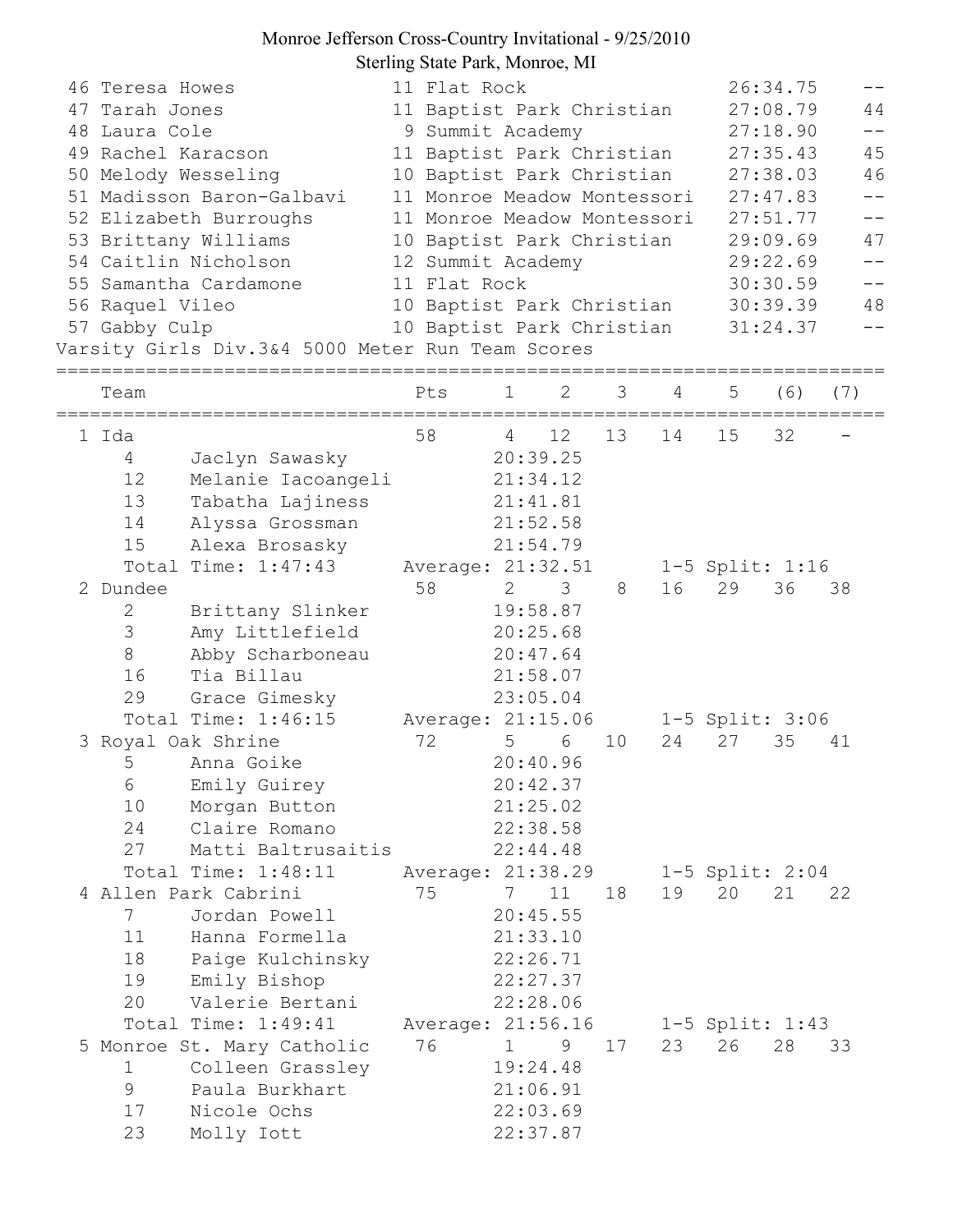# Monroe Jefferson Cross-Country Invitational - 9/25/2010

Sterling State Park, Monroe, MI

```
 46 Teresa Howes              11 Flat Rock                 26:34.75    --
 47 Tarah Jones               11 Baptist Park Christian    27:08.79    44
 48 Laura Cole                 9 Summit Academy            27:18.90    --
 49 Rachel Karacson           11 Baptist Park Christian    27:35.43    45
 50 Melody Wesseling          10 Baptist Park Christian    27:38.03    46
 51 Madisson Baron-Galbavi    11 Monroe Meadow Montessori  27:47.83    --
 52 Elizabeth Burroughs       11 Monroe Meadow Montessori  27:51.77    --
 53 Brittany Williams         10 Baptist Park Christian    29:09.69    47
 54 Caitlin Nicholson         12 Summit Academy            29:22.69    --
 55 Samantha Cardamone        11 Flat Rock                 30:30.59    --
 56 Raquel Vileo              10 Baptist Park Christian    30:39.39    48
 57 Gabby Culp                10 Baptist Park Christian    31:24.37    --
Varsity Girls Div.3&4 5000 Meter Run Team Scores
=================================================================================
   Team                       Pts    1    2    3    4    5   (6)  (7)
=================================================================================
 1 Ida                        58     4   12   13   14   15   32    -
    4     Jaclyn Sawasky            20:39.25
    12    Melanie Iacoangeli        21:34.12
    13    Tabatha Lajiness          21:41.81
    14    Alyssa Grossman           21:52.58
    15    Alexa Brosasky            21:54.79
    Total Time: 1:47:43      Average: 21:32.51      1-5 Split: 1:16
 2 Dundee                     58     2    3    8   16   29   36   38
    2     Brittany Slinker          19:58.87
    3     Amy Littlefield           20:25.68
    8     Abby Scharboneau          20:47.64
    16    Tia Billau                21:58.07
    29    Grace Gimesky             23:05.04
    Total Time: 1:46:15      Average: 21:15.06      1-5 Split: 3:06
 3 Royal Oak Shrine           72     5    6   10   24   27   35   41
    5     Anna Goike                20:40.96
    6     Emily Guirey              20:42.37
    10    Morgan Button             21:25.02
    24    Claire Romano             22:38.58
    27    Matti Baltrusaitis        22:44.48
    Total Time: 1:48:11      Average: 21:38.29      1-5 Split: 2:04
 4 Allen Park Cabrini         75     7   11   18   19   20   21   22
    7     Jordan Powell             20:45.55
    11    Hanna Formella            21:33.10
    18    Paige Kulchinsky          22:26.71
    19    Emily Bishop              22:27.37
    20    Valerie Bertani           22:28.06
    Total Time: 1:49:41      Average: 21:56.16      1-5 Split: 1:43
 5 Monroe St. Mary Catholic   76     1    9   17   23   26   28   33
    1     Colleen Grassley          19:24.48
    9     Paula Burkhart            21:06.91
    17    Nicole Ochs               22:03.69
    23    Molly Iott                22:37.87
```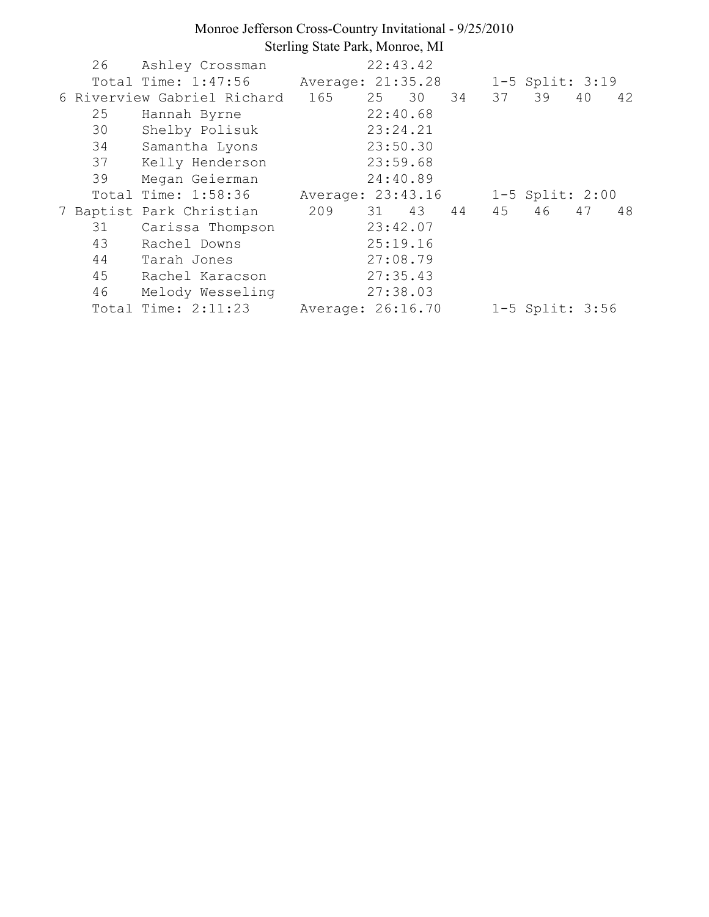Monroe Jefferson Cross-Country Invitational - 9/25/2010
Sterling State Park, Monroe, MI

```
    26    Ashley Crossman            22:43.42
    Total Time: 1:47:56     Average: 21:35.28      1-5 Split: 3:19
6 Riverview Gabriel Richard   165    25   30   34   37   39   40   42
    25    Hannah Byrne               22:40.68
    30    Shelby Polisuk             23:24.21
    34    Samantha Lyons             23:50.30
    37    Kelly Henderson            23:59.68
    39    Megan Geierman             24:40.89
    Total Time: 1:58:36     Average: 23:43.16      1-5 Split: 2:00
7 Baptist Park Christian      209    31   43   44   45   46   47   48
    31    Carissa Thompson           23:42.07
    43    Rachel Downs               25:19.16
    44    Tarah Jones                27:08.79
    45    Rachel Karacson            27:35.43
    46    Melody Wesseling           27:38.03
    Total Time: 2:11:23     Average: 26:16.70      1-5 Split: 3:56
```